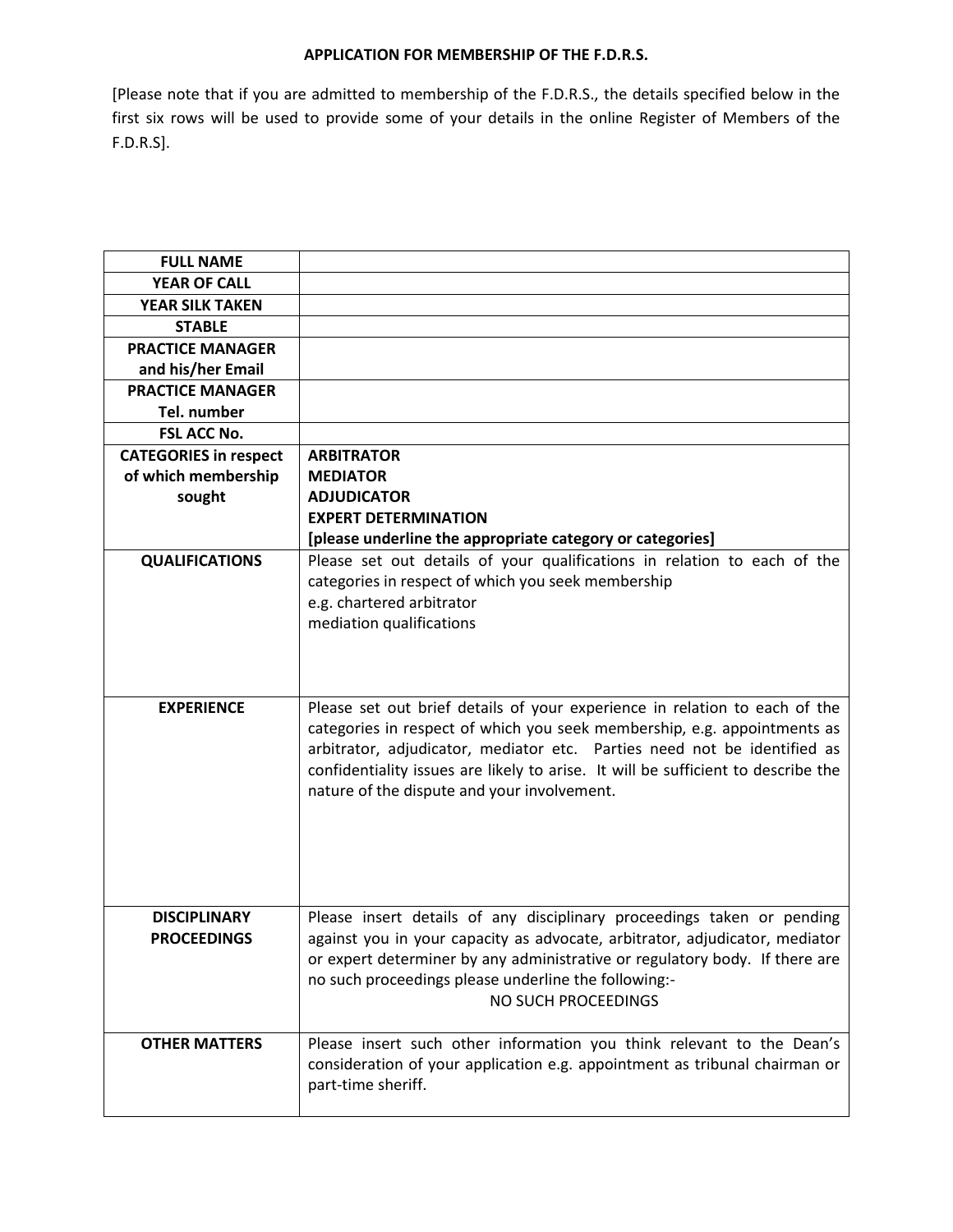**APPLICATION FOR MEMBERSHIP OF THE F.D.R.S.**

[Please note that if you are admitted to membership of the F.D.R.S., the details specified below in the first six rows will be used to provide some of your details in the online Register of Members of the F.D.R.S].

| | |
|---|---|
| **FULL NAME** | |
| **YEAR OF CALL** | |
| **YEAR SILK TAKEN** | |
| **STABLE** | |
| **PRACTICE MANAGER and his/her Email** | |
| **PRACTICE MANAGER Tel. number** | |
| **FSL ACC No.** | |
| **CATEGORIES in respect of which membership sought** | **ARBITRATOR**<br>**MEDIATOR**<br>**ADJUDICATOR**<br>**EXPERT DETERMINATION**<br>**[please underline the appropriate category or categories]** |
| **QUALIFICATIONS** | Please set out details of your qualifications in relation to each of the categories in respect of which you seek membership<br>e.g. chartered arbitrator<br>mediation qualifications |
| **EXPERIENCE** | Please set out brief details of your experience in relation to each of the categories in respect of which you seek membership, e.g. appointments as arbitrator, adjudicator, mediator etc. Parties need not be identified as confidentiality issues are likely to arise. It will be sufficient to describe the nature of the dispute and your involvement. |
| **DISCIPLINARY PROCEEDINGS** | Please insert details of any disciplinary proceedings taken or pending against you in your capacity as advocate, arbitrator, adjudicator, mediator or expert determiner by any administrative or regulatory body. If there are no such proceedings please underline the following:-<br>NO SUCH PROCEEDINGS |
| **OTHER MATTERS** | Please insert such other information you think relevant to the Dean's consideration of your application e.g. appointment as tribunal chairman or part-time sheriff. |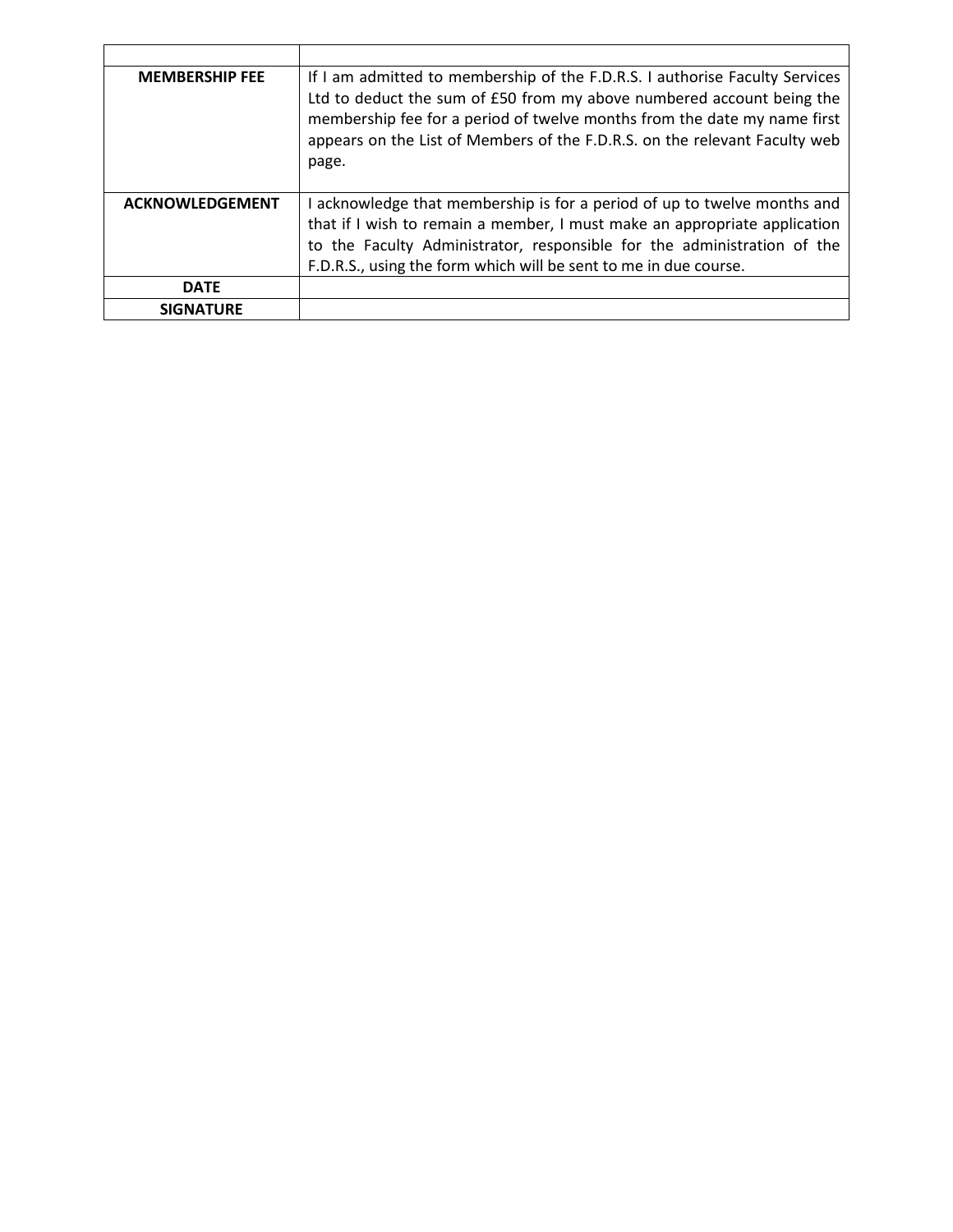| | |
|---|---|
| **MEMBERSHIP FEE** | If I am admitted to membership of the F.D.R.S. I authorise Faculty Services Ltd to deduct the sum of £50 from my above numbered account being the membership fee for a period of twelve months from the date my name first appears on the List of Members of the F.D.R.S. on the relevant Faculty web page. |
| **ACKNOWLEDGEMENT** | I acknowledge that membership is for a period of up to twelve months and that if I wish to remain a member, I must make an appropriate application to the Faculty Administrator, responsible for the administration of the F.D.R.S., using the form which will be sent to me in due course. |
| **DATE** | |
| **SIGNATURE** | |